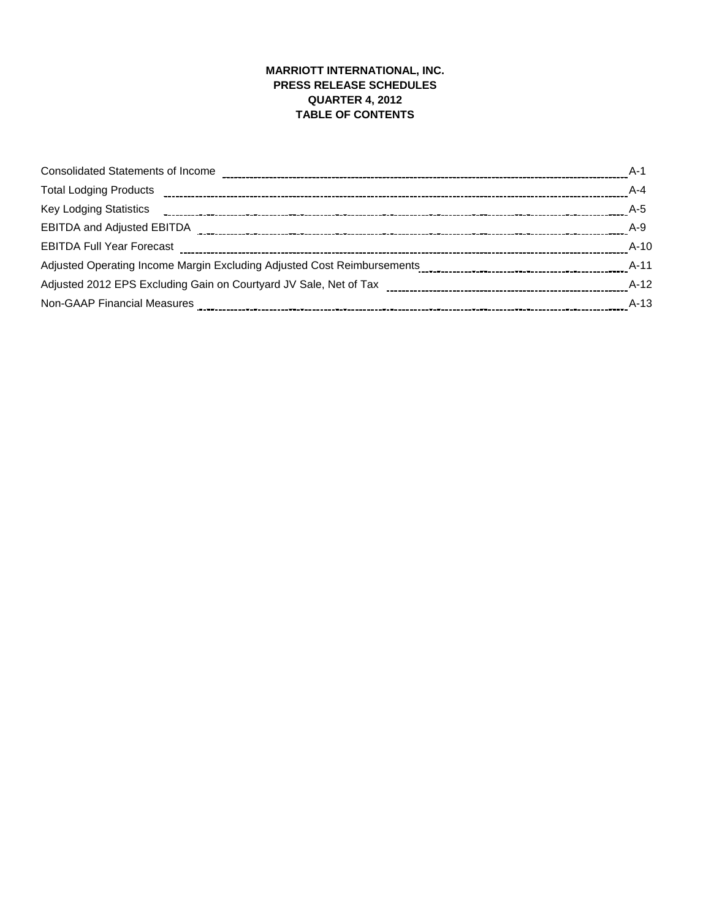# MARRIOTT INTERNATIONAL, INC.
## PRESS RELEASE SCHEDULES
## QUARTER 4, 2012
## TABLE OF CONTENTS

| | |
|---|---|
| Consolidated Statements of Income | A-1 |
| Total Lodging Products | A-4 |
| Key Lodging Statistics | A-5 |
| EBITDA and Adjusted EBITDA | A-9 |
| EBITDA Full Year Forecast | A-10 |
| Adjusted Operating Income Margin Excluding Adjusted Cost Reimbursements | A-11 |
| Adjusted 2012 EPS Excluding Gain on Courtyard JV Sale, Net of Tax | A-12 |
| Non-GAAP Financial Measures | A-13 |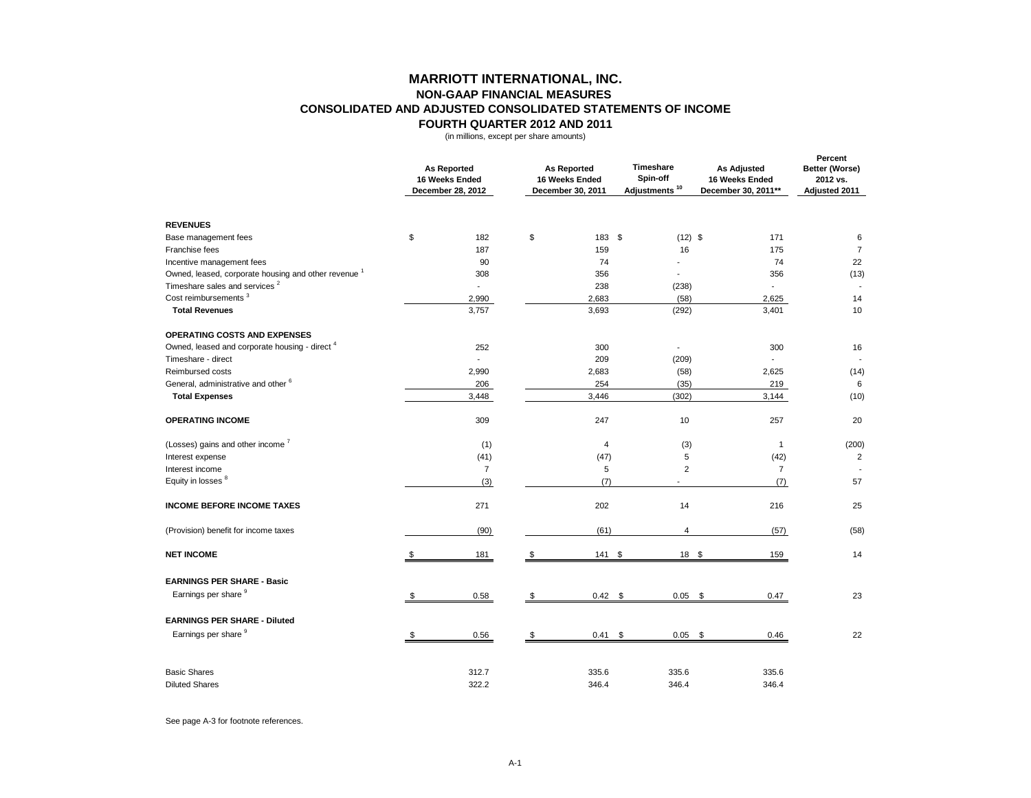# MARRIOTT INTERNATIONAL, INC.

## NON-GAAP FINANCIAL MEASURES

## CONSOLIDATED AND ADJUSTED CONSOLIDATED STATEMENTS OF INCOME

## FOURTH QUARTER 2012 AND 2011

(in millions, except per share amounts)

| | As Reported 16 Weeks Ended December 28, 2012 | As Reported 16 Weeks Ended December 30, 2011 | Timeshare Spin-off Adjustments [10] | As Adjusted 16 Weeks Ended December 30, 2011** | Percent Better (Worse) 2012 vs. Adjusted 2011 |
|---|---|---|---|---|---|
| **REVENUES** | | | | | |
| Base management fees | $ 182 | $ 183 | $ (12) | $ 171 | 6 |
| Franchise fees | 187 | 159 | 16 | 175 | 7 |
| Incentive management fees | 90 | 74 | - | 74 | 22 |
| Owned, leased, corporate housing and other revenue [1] | 308 | 356 | - | 356 | (13) |
| Timeshare sales and services [2] | - | 238 | (238) | - | - |
| Cost reimbursements [3] | 2,990 | 2,683 | (58) | 2,625 | 14 |
| **Total Revenues** | 3,757 | 3,693 | (292) | 3,401 | 10 |
| **OPERATING COSTS AND EXPENSES** | | | | | |
| Owned, leased and corporate housing - direct [4] | 252 | 300 | - | 300 | 16 |
| Timeshare - direct | - | 209 | (209) | - | - |
| Reimbursed costs | 2,990 | 2,683 | (58) | 2,625 | (14) |
| General, administrative and other [6] | 206 | 254 | (35) | 219 | 6 |
| **Total Expenses** | 3,448 | 3,446 | (302) | 3,144 | (10) |
| **OPERATING INCOME** | 309 | 247 | 10 | 257 | 20 |
| (Losses) gains and other income [7] | (1) | 4 | (3) | 1 | (200) |
| Interest expense | (41) | (47) | 5 | (42) | 2 |
| Interest income | 7 | 5 | 2 | 7 | - |
| Equity in losses [8] | (3) | (7) | - | (7) | 57 |
| **INCOME BEFORE INCOME TAXES** | 271 | 202 | 14 | 216 | 25 |
| (Provision) benefit for income taxes | (90) | (61) | 4 | (57) | (58) |
| **NET INCOME** | $ 181 | $ 141 | $ 18 | $ 159 | 14 |
| **EARNINGS PER SHARE - Basic** | | | | | |
| Earnings per share [9] | $ 0.58 | $ 0.42 | $ 0.05 | $ 0.47 | 23 |
| **EARNINGS PER SHARE - Diluted** | | | | | |
| Earnings per share [9] | $ 0.56 | $ 0.41 | $ 0.05 | $ 0.46 | 22 |
| Basic Shares | 312.7 | 335.6 | 335.6 | 335.6 | |
| Diluted Shares | 322.2 | 346.4 | 346.4 | 346.4 | |

See page A-3 for footnote references.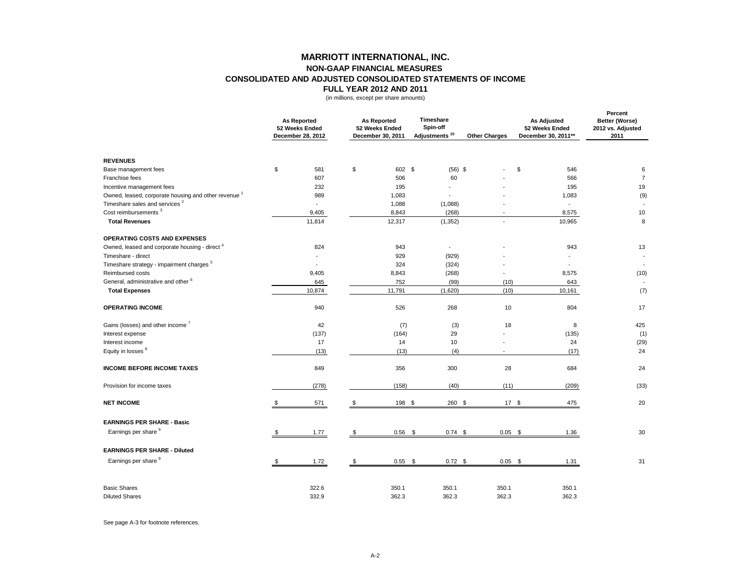# MARRIOTT INTERNATIONAL, INC.

## NON-GAAP FINANCIAL MEASURES

## CONSOLIDATED AND ADJUSTED CONSOLIDATED STATEMENTS OF INCOME

### FULL YEAR 2012 AND 2011

(in millions, except per share amounts)

| | As Reported 52 Weeks Ended December 28, 2012 | As Reported 52 Weeks Ended December 30, 2011 | Timeshare Spin-off Adjustments [10] | Other Charges | As Adjusted 52 Weeks Ended December 30, 2011** | Percent Better (Worse) 2012 vs. Adjusted 2011 |
|---|---|---|---|---|---|---|
| **REVENUES** | | | | | | |
| Base management fees | $ 581 | $ 602 | $ (56) | $ - | $ 546 | 6 |
| Franchise fees | 607 | 506 | 60 | - | 566 | 7 |
| Incentive management fees | 232 | 195 | - | - | 195 | 19 |
| Owned, leased, corporate housing and other revenue [1] | 989 | 1,083 | - | - | 1,083 | (9) |
| Timeshare sales and services [2] | - | 1,088 | (1,088) | - | - | - |
| Cost reimbursements [3] | 9,405 | 8,843 | (268) | - | 8,575 | 10 |
| **Total Revenues** | 11,814 | 12,317 | (1,352) | - | 10,965 | 8 |
| **OPERATING COSTS AND EXPENSES** | | | | | | |
| Owned, leased and corporate housing - direct [4] | 824 | 943 | - | - | 943 | 13 |
| Timeshare - direct | - | 929 | (929) | - | - | - |
| Timeshare strategy - impairment charges [5] | - | 324 | (324) | - | - | - |
| Reimbursed costs | 9,405 | 8,843 | (268) | - | 8,575 | (10) |
| General, administrative and other [6] | 645 | 752 | (99) | (10) | 643 | - |
| **Total Expenses** | 10,874 | 11,791 | (1,620) | (10) | 10,161 | (7) |
| **OPERATING INCOME** | 940 | 526 | 268 | 10 | 804 | 17 |
| Gains (losses) and other income [7] | 42 | (7) | (3) | 18 | 8 | 425 |
| Interest expense | (137) | (164) | 29 | - | (135) | (1) |
| Interest income | 17 | 14 | 10 | - | 24 | (29) |
| Equity in losses [8] | (13) | (13) | (4) | - | (17) | 24 |
| **INCOME BEFORE INCOME TAXES** | 849 | 356 | 300 | 28 | 684 | 24 |
| Provision for income taxes | (278) | (158) | (40) | (11) | (209) | (33) |
| **NET INCOME** | $ 571 | $ 198 | $ 260 | $ 17 | $ 475 | 20 |
| **EARNINGS PER SHARE - Basic** | | | | | | |
| Earnings per share [9] | $ 1.77 | $ 0.56 | $ 0.74 | $ 0.05 | $ 1.36 | 30 |
| **EARNINGS PER SHARE - Diluted** | | | | | | |
| Earnings per share [9] | $ 1.72 | $ 0.55 | $ 0.72 | $ 0.05 | $ 1.31 | 31 |
| Basic Shares | 322.6 | 350.1 | 350.1 | 350.1 | 350.1 | |
| Diluted Shares | 332.9 | 362.3 | 362.3 | 362.3 | 362.3 | |

See page A-3 for footnote references.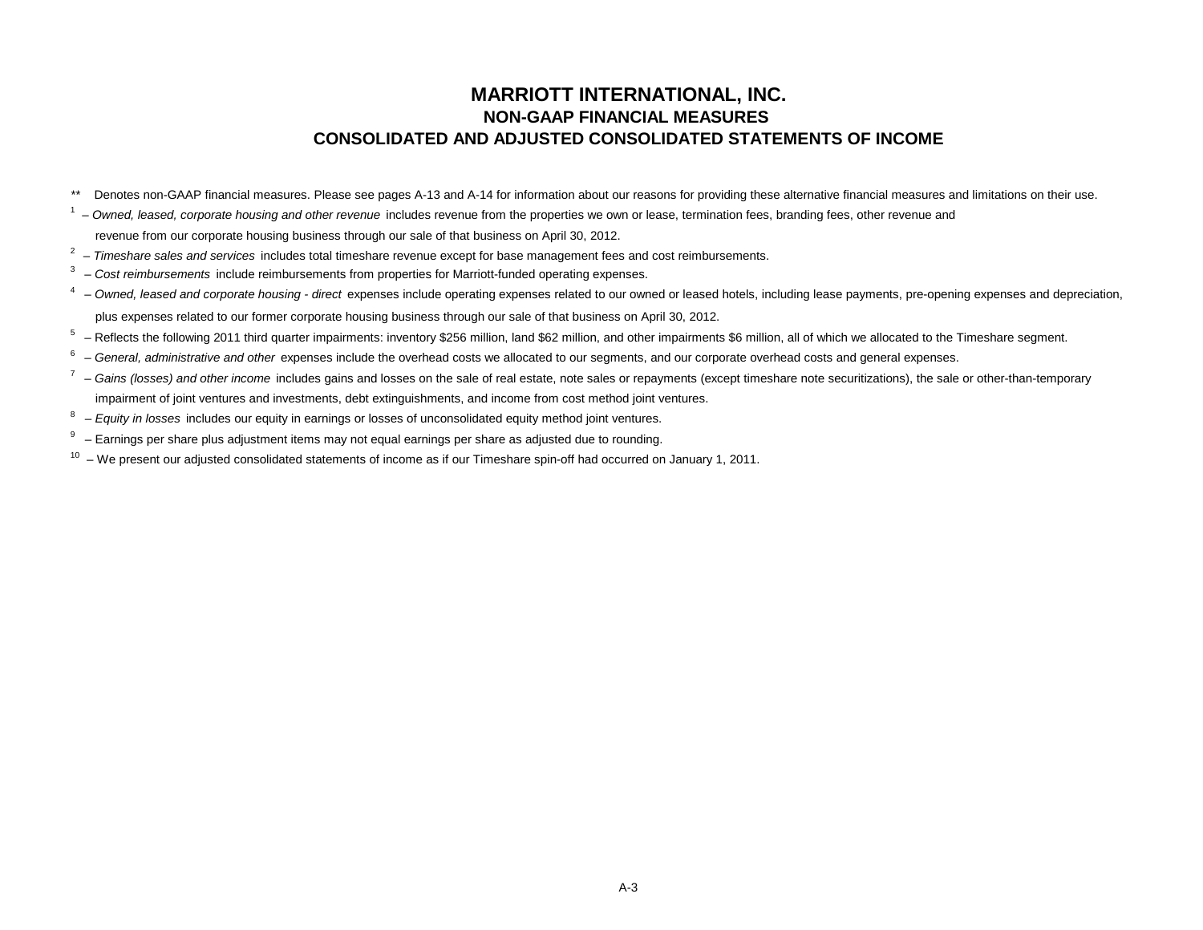# MARRIOTT INTERNATIONAL, INC.

## NON-GAAP FINANCIAL MEASURES

## CONSOLIDATED AND ADJUSTED CONSOLIDATED STATEMENTS OF INCOME

** Denotes non-GAAP financial measures. Please see pages A-13 and A-14 for information about our reasons for providing these alternative financial measures and limitations on their use.

[1] – *Owned, leased, corporate housing and other revenue* includes revenue from the properties we own or lease, termination fees, branding fees, other revenue and revenue from our corporate housing business through our sale of that business on April 30, 2012.

[2] – *Timeshare sales and services* includes total timeshare revenue except for base management fees and cost reimbursements.

[3] – *Cost reimbursements* include reimbursements from properties for Marriott-funded operating expenses.

[4] – *Owned, leased and corporate housing - direct* expenses include operating expenses related to our owned or leased hotels, including lease payments, pre-opening expenses and depreciation, plus expenses related to our former corporate housing business through our sale of that business on April 30, 2012.

[5] – Reflects the following 2011 third quarter impairments: inventory $256 million, land $62 million, and other impairments $6 million, all of which we allocated to the Timeshare segment.

[6] – *General, administrative and other* expenses include the overhead costs we allocated to our segments, and our corporate overhead costs and general expenses.

[7] – *Gains (losses) and other income* includes gains and losses on the sale of real estate, note sales or repayments (except timeshare note securitizations), the sale or other-than-temporary impairment of joint ventures and investments, debt extinguishments, and income from cost method joint ventures.

[8] – *Equity in losses* includes our equity in earnings or losses of unconsolidated equity method joint ventures.

[9] – Earnings per share plus adjustment items may not equal earnings per share as adjusted due to rounding.

[10] – We present our adjusted consolidated statements of income as if our Timeshare spin-off had occurred on January 1, 2011.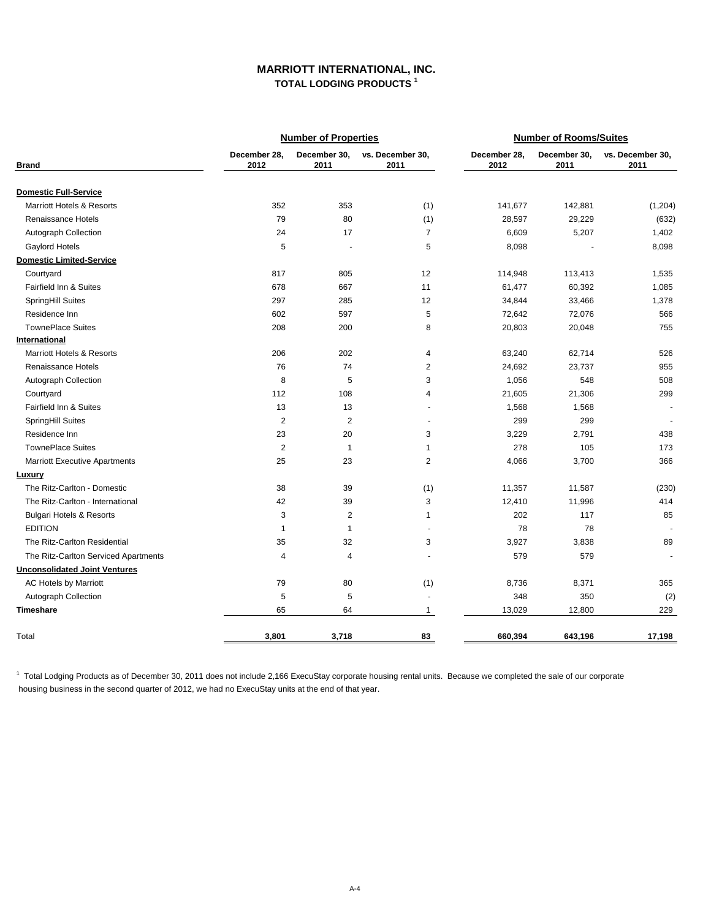# MARRIOTT INTERNATIONAL, INC.
## TOTAL LODGING PRODUCTS [1]

| Brand | Number of Properties | | | Number of Rooms/Suites | | |
|---|---|---|---|---|---|---|
| | December 28, 2012 | December 30, 2011 | vs. December 30, 2011 | December 28, 2012 | December 30, 2011 | vs. December 30, 2011 |
| **Domestic Full-Service** | | | | | | |
| Marriott Hotels & Resorts | 352 | 353 | (1) | 141,677 | 142,881 | (1,204) |
| Renaissance Hotels | 79 | 80 | (1) | 28,597 | 29,229 | (632) |
| Autograph Collection | 24 | 17 | 7 | 6,609 | 5,207 | 1,402 |
| Gaylord Hotels | 5 | - | 5 | 8,098 | - | 8,098 |
| **Domestic Limited-Service** | | | | | | |
| Courtyard | 817 | 805 | 12 | 114,948 | 113,413 | 1,535 |
| Fairfield Inn & Suites | 678 | 667 | 11 | 61,477 | 60,392 | 1,085 |
| SpringHill Suites | 297 | 285 | 12 | 34,844 | 33,466 | 1,378 |
| Residence Inn | 602 | 597 | 5 | 72,642 | 72,076 | 566 |
| TownePlace Suites | 208 | 200 | 8 | 20,803 | 20,048 | 755 |
| **International** | | | | | | |
| Marriott Hotels & Resorts | 206 | 202 | 4 | 63,240 | 62,714 | 526 |
| Renaissance Hotels | 76 | 74 | 2 | 24,692 | 23,737 | 955 |
| Autograph Collection | 8 | 5 | 3 | 1,056 | 548 | 508 |
| Courtyard | 112 | 108 | 4 | 21,605 | 21,306 | 299 |
| Fairfield Inn & Suites | 13 | 13 | - | 1,568 | 1,568 | - |
| SpringHill Suites | 2 | 2 | - | 299 | 299 | - |
| Residence Inn | 23 | 20 | 3 | 3,229 | 2,791 | 438 |
| TownePlace Suites | 2 | 1 | 1 | 278 | 105 | 173 |
| Marriott Executive Apartments | 25 | 23 | 2 | 4,066 | 3,700 | 366 |
| **Luxury** | | | | | | |
| The Ritz-Carlton - Domestic | 38 | 39 | (1) | 11,357 | 11,587 | (230) |
| The Ritz-Carlton - International | 42 | 39 | 3 | 12,410 | 11,996 | 414 |
| Bulgari Hotels & Resorts | 3 | 2 | 1 | 202 | 117 | 85 |
| EDITION | 1 | 1 | - | 78 | 78 | - |
| The Ritz-Carlton Residential | 35 | 32 | 3 | 3,927 | 3,838 | 89 |
| The Ritz-Carlton Serviced Apartments | 4 | 4 | - | 579 | 579 | - |
| **Unconsolidated Joint Ventures** | | | | | | |
| AC Hotels by Marriott | 79 | 80 | (1) | 8,736 | 8,371 | 365 |
| Autograph Collection | 5 | 5 | - | 348 | 350 | (2) |
| **Timeshare** | 65 | 64 | 1 | 13,029 | 12,800 | 229 |
| Total | **3,801** | **3,718** | **83** | **660,394** | **643,196** | **17,198** |

[1] Total Lodging Products as of December 30, 2011 does not include 2,166 ExecuStay corporate housing rental units. Because we completed the sale of our corporate housing business in the second quarter of 2012, we had no ExecuStay units at the end of that year.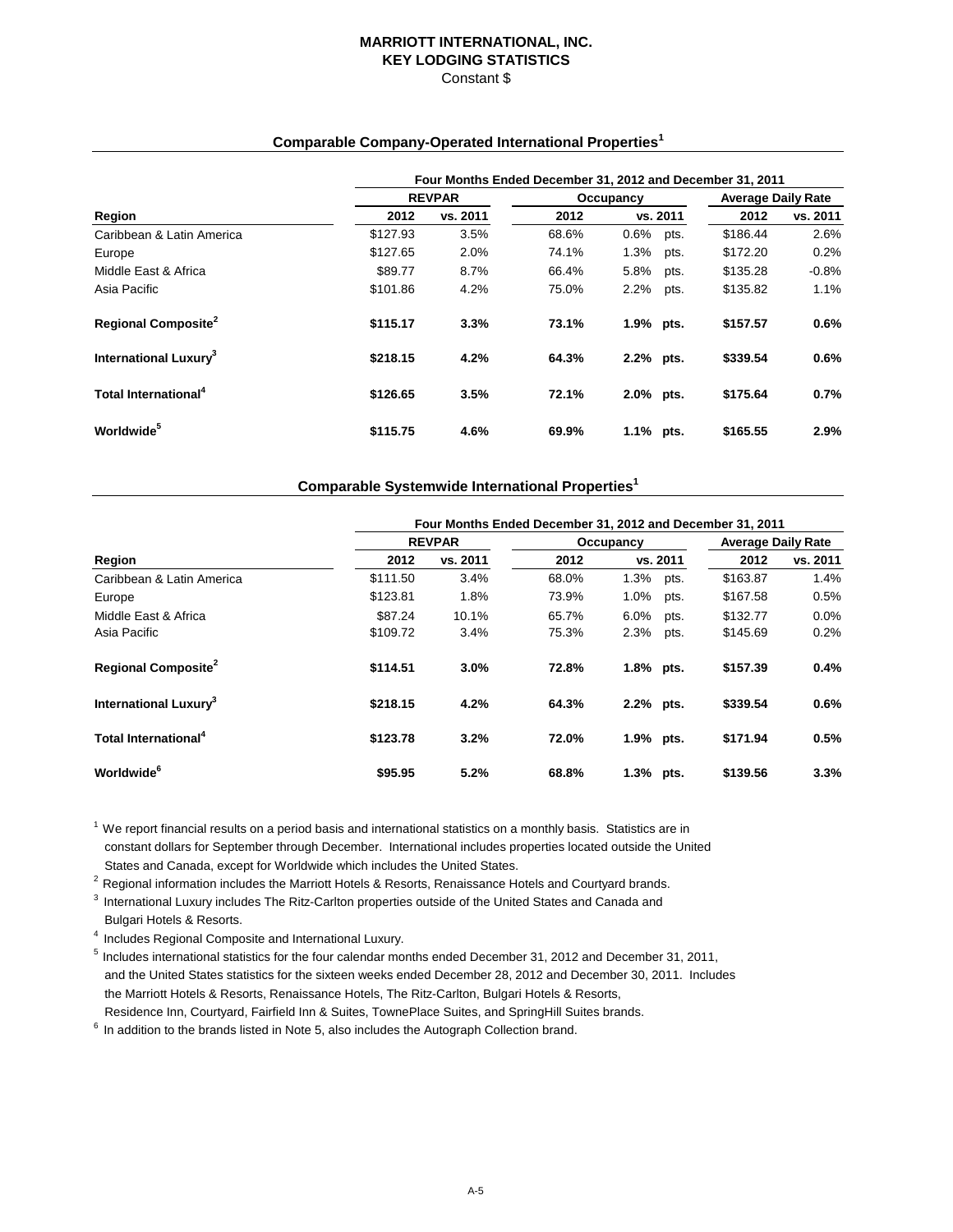# MARRIOTT INTERNATIONAL, INC.
## KEY LODGING STATISTICS
Constant $

### Comparable Company-Operated International Properties[1]

| Region | REVPAR 2012 | REVPAR vs. 2011 | Occupancy 2012 | Occupancy vs. 2011 | Average Daily Rate 2012 | Average Daily Rate vs. 2011 |
|---|---|---|---|---|---|---|
| | Four Months Ended December 31, 2012 and December 31, 2011 | | | | | |
| Caribbean & Latin America | $127.93 | 3.5% | 68.6% | 0.6% pts. | $186.44 | 2.6% |
| Europe | $127.65 | 2.0% | 74.1% | 1.3% pts. | $172.20 | 0.2% |
| Middle East & Africa | $89.77 | 8.7% | 66.4% | 5.8% pts. | $135.28 | -0.8% |
| Asia Pacific | $101.86 | 4.2% | 75.0% | 2.2% pts. | $135.82 | 1.1% |
| **Regional Composite[2]** | **$115.17** | **3.3%** | **73.1%** | **1.9% pts.** | **$157.57** | **0.6%** |
| **International Luxury[3]** | **$218.15** | **4.2%** | **64.3%** | **2.2% pts.** | **$339.54** | **0.6%** |
| **Total International[4]** | **$126.65** | **3.5%** | **72.1%** | **2.0% pts.** | **$175.64** | **0.7%** |
| **Worldwide[5]** | **$115.75** | **4.6%** | **69.9%** | **1.1% pts.** | **$165.55** | **2.9%** |

### Comparable Systemwide International Properties[1]

| Region | REVPAR 2012 | REVPAR vs. 2011 | Occupancy 2012 | Occupancy vs. 2011 | Average Daily Rate 2012 | Average Daily Rate vs. 2011 |
|---|---|---|---|---|---|---|
| | Four Months Ended December 31, 2012 and December 31, 2011 | | | | | |
| Caribbean & Latin America | $111.50 | 3.4% | 68.0% | 1.3% pts. | $163.87 | 1.4% |
| Europe | $123.81 | 1.8% | 73.9% | 1.0% pts. | $167.58 | 0.5% |
| Middle East & Africa | $87.24 | 10.1% | 65.7% | 6.0% pts. | $132.77 | 0.0% |
| Asia Pacific | $109.72 | 3.4% | 75.3% | 2.3% pts. | $145.69 | 0.2% |
| **Regional Composite[2]** | **$114.51** | **3.0%** | **72.8%** | **1.8% pts.** | **$157.39** | **0.4%** |
| **International Luxury[3]** | **$218.15** | **4.2%** | **64.3%** | **2.2% pts.** | **$339.54** | **0.6%** |
| **Total International[4]** | **$123.78** | **3.2%** | **72.0%** | **1.9% pts.** | **$171.94** | **0.5%** |
| **Worldwide[6]** | **$95.95** | **5.2%** | **68.8%** | **1.3% pts.** | **$139.56** | **3.3%** |

[1] We report financial results on a period basis and international statistics on a monthly basis. Statistics are in constant dollars for September through December. International includes properties located outside the United States and Canada, except for Worldwide which includes the United States.

[2] Regional information includes the Marriott Hotels & Resorts, Renaissance Hotels and Courtyard brands.

[3] International Luxury includes The Ritz-Carlton properties outside of the United States and Canada and Bulgari Hotels & Resorts.

[4] Includes Regional Composite and International Luxury.

[5] Includes international statistics for the four calendar months ended December 31, 2012 and December 31, 2011, and the United States statistics for the sixteen weeks ended December 28, 2012 and December 30, 2011. Includes the Marriott Hotels & Resorts, Renaissance Hotels, The Ritz-Carlton, Bulgari Hotels & Resorts, Residence Inn, Courtyard, Fairfield Inn & Suites, TownePlace Suites, and SpringHill Suites brands.

[6] In addition to the brands listed in Note 5, also includes the Autograph Collection brand.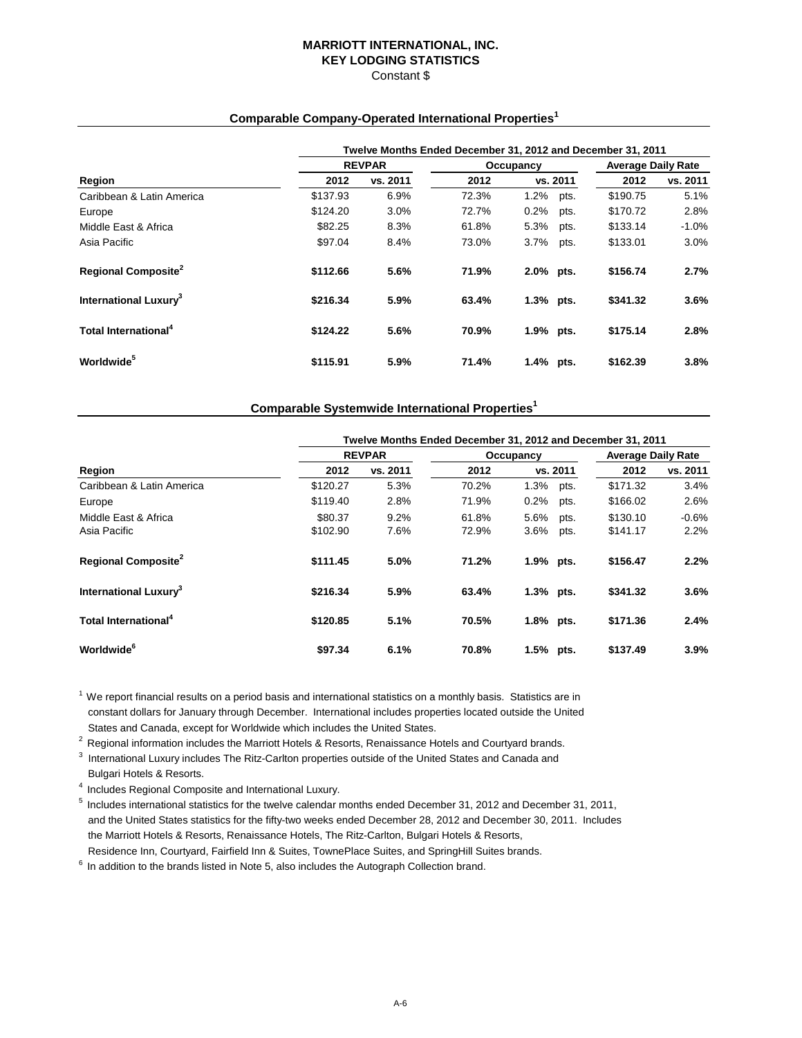# MARRIOTT INTERNATIONAL, INC.
## KEY LODGING STATISTICS
Constant $

### Comparable Company-Operated International Properties[1]

| | Twelve Months Ended December 31, 2012 and December 31, 2011 | | | | | |
|---|---|---|---|---|---|---|
| | REVPAR | | Occupancy | | Average Daily Rate | |
| Region | 2012 | vs. 2011 | 2012 | vs. 2011 | 2012 | vs. 2011 |
| Caribbean & Latin America | $137.93 | 6.9% | 72.3% | 1.2% pts. | $190.75 | 5.1% |
| Europe | $124.20 | 3.0% | 72.7% | 0.2% pts. | $170.72 | 2.8% |
| Middle East & Africa | $82.25 | 8.3% | 61.8% | 5.3% pts. | $133.14 | -1.0% |
| Asia Pacific | $97.04 | 8.4% | 73.0% | 3.7% pts. | $133.01 | 3.0% |
| **Regional Composite[2]** | **$112.66** | **5.6%** | **71.9%** | **2.0% pts.** | **$156.74** | **2.7%** |
| **International Luxury[3]** | **$216.34** | **5.9%** | **63.4%** | **1.3% pts.** | **$341.32** | **3.6%** |
| **Total International[4]** | **$124.22** | **5.6%** | **70.9%** | **1.9% pts.** | **$175.14** | **2.8%** |
| **Worldwide[5]** | **$115.91** | **5.9%** | **71.4%** | **1.4% pts.** | **$162.39** | **3.8%** |

### Comparable Systemwide International Properties[1]

| | Twelve Months Ended December 31, 2012 and December 31, 2011 | | | | | |
|---|---|---|---|---|---|---|
| | REVPAR | | Occupancy | | Average Daily Rate | |
| Region | 2012 | vs. 2011 | 2012 | vs. 2011 | 2012 | vs. 2011 |
| Caribbean & Latin America | $120.27 | 5.3% | 70.2% | 1.3% pts. | $171.32 | 3.4% |
| Europe | $119.40 | 2.8% | 71.9% | 0.2% pts. | $166.02 | 2.6% |
| Middle East & Africa | $80.37 | 9.2% | 61.8% | 5.6% pts. | $130.10 | -0.6% |
| Asia Pacific | $102.90 | 7.6% | 72.9% | 3.6% pts. | $141.17 | 2.2% |
| **Regional Composite[2]** | **$111.45** | **5.0%** | **71.2%** | **1.9% pts.** | **$156.47** | **2.2%** |
| **International Luxury[3]** | **$216.34** | **5.9%** | **63.4%** | **1.3% pts.** | **$341.32** | **3.6%** |
| **Total International[4]** | **$120.85** | **5.1%** | **70.5%** | **1.8% pts.** | **$171.36** | **2.4%** |
| **Worldwide[6]** | **$97.34** | **6.1%** | **70.8%** | **1.5% pts.** | **$137.49** | **3.9%** |

[1] We report financial results on a period basis and international statistics on a monthly basis. Statistics are in constant dollars for January through December. International includes properties located outside the United States and Canada, except for Worldwide which includes the United States.

[2] Regional information includes the Marriott Hotels & Resorts, Renaissance Hotels and Courtyard brands.

[3] International Luxury includes The Ritz-Carlton properties outside of the United States and Canada and Bulgari Hotels & Resorts.

[4] Includes Regional Composite and International Luxury.

[5] Includes international statistics for the twelve calendar months ended December 31, 2012 and December 31, 2011, and the United States statistics for the fifty-two weeks ended December 28, 2012 and December 30, 2011. Includes the Marriott Hotels & Resorts, Renaissance Hotels, The Ritz-Carlton, Bulgari Hotels & Resorts, Residence Inn, Courtyard, Fairfield Inn & Suites, TownePlace Suites, and SpringHill Suites brands.

[6] In addition to the brands listed in Note 5, also includes the Autograph Collection brand.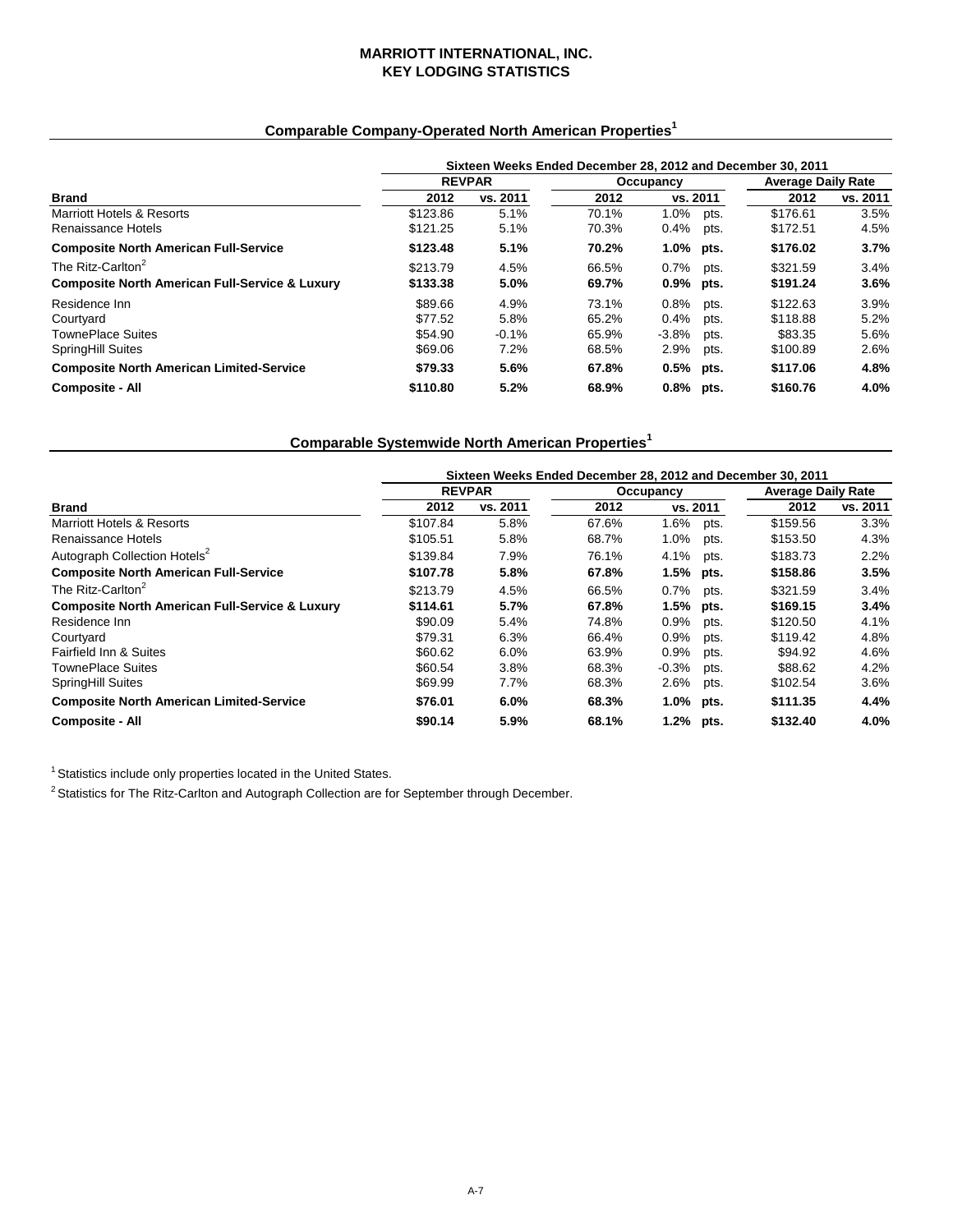# MARRIOTT INTERNATIONAL, INC.
# KEY LODGING STATISTICS

## Comparable Company-Operated North American Properties[1]

| | Sixteen Weeks Ended December 28, 2012 and December 30, 2011 | | | | | | |
|---|---|---|---|---|---|---|---|
| | REVPAR | | Occupancy | | | Average Daily Rate | |
| **Brand** | **2012** | **vs. 2011** | **2012** | **vs. 2011** | | **2012** | **vs. 2011** |
| Marriott Hotels & Resorts | $123.86 | 5.1% | 70.1% | 1.0% | pts. | $176.61 | 3.5% |
| Renaissance Hotels | $121.25 | 5.1% | 70.3% | 0.4% | pts. | $172.51 | 4.5% |
| **Composite North American Full-Service** | **$123.48** | **5.1%** | **70.2%** | **1.0%** | **pts.** | **$176.02** | **3.7%** |
| The Ritz-Carlton[2] | $213.79 | 4.5% | 66.5% | 0.7% | pts. | $321.59 | 3.4% |
| **Composite North American Full-Service & Luxury** | **$133.38** | **5.0%** | **69.7%** | **0.9%** | **pts.** | **$191.24** | **3.6%** |
| Residence Inn | $89.66 | 4.9% | 73.1% | 0.8% | pts. | $122.63 | 3.9% |
| Courtyard | $77.52 | 5.8% | 65.2% | 0.4% | pts. | $118.88 | 5.2% |
| TownePlace Suites | $54.90 | -0.1% | 65.9% | -3.8% | pts. | $83.35 | 5.6% |
| SpringHill Suites | $69.06 | 7.2% | 68.5% | 2.9% | pts. | $100.89 | 2.6% |
| **Composite North American Limited-Service** | **$79.33** | **5.6%** | **67.8%** | **0.5%** | **pts.** | **$117.06** | **4.8%** |
| **Composite - All** | **$110.80** | **5.2%** | **68.9%** | **0.8%** | **pts.** | **$160.76** | **4.0%** |

## Comparable Systemwide North American Properties[1]

| | Sixteen Weeks Ended December 28, 2012 and December 30, 2011 | | | | | | |
|---|---|---|---|---|---|---|---|
| | REVPAR | | Occupancy | | | Average Daily Rate | |
| **Brand** | **2012** | **vs. 2011** | **2012** | **vs. 2011** | | **2012** | **vs. 2011** |
| Marriott Hotels & Resorts | $107.84 | 5.8% | 67.6% | 1.6% | pts. | $159.56 | 3.3% |
| Renaissance Hotels | $105.51 | 5.8% | 68.7% | 1.0% | pts. | $153.50 | 4.3% |
| Autograph Collection Hotels[2] | $139.84 | 7.9% | 76.1% | 4.1% | pts. | $183.73 | 2.2% |
| **Composite North American Full-Service** | **$107.78** | **5.8%** | **67.8%** | **1.5%** | **pts.** | **$158.86** | **3.5%** |
| The Ritz-Carlton[2] | $213.79 | 4.5% | 66.5% | 0.7% | pts. | $321.59 | 3.4% |
| **Composite North American Full-Service & Luxury** | **$114.61** | **5.7%** | **67.8%** | **1.5%** | **pts.** | **$169.15** | **3.4%** |
| Residence Inn | $90.09 | 5.4% | 74.8% | 0.9% | pts. | $120.50 | 4.1% |
| Courtyard | $79.31 | 6.3% | 66.4% | 0.9% | pts. | $119.42 | 4.8% |
| Fairfield Inn & Suites | $60.62 | 6.0% | 63.9% | 0.9% | pts. | $94.92 | 4.6% |
| TownePlace Suites | $60.54 | 3.8% | 68.3% | -0.3% | pts. | $88.62 | 4.2% |
| SpringHill Suites | $69.99 | 7.7% | 68.3% | 2.6% | pts. | $102.54 | 3.6% |
| **Composite North American Limited-Service** | **$76.01** | **6.0%** | **68.3%** | **1.0%** | **pts.** | **$111.35** | **4.4%** |
| **Composite - All** | **$90.14** | **5.9%** | **68.1%** | **1.2%** | **pts.** | **$132.40** | **4.0%** |

[1] Statistics include only properties located in the United States.

[2] Statistics for The Ritz-Carlton and Autograph Collection are for September through December.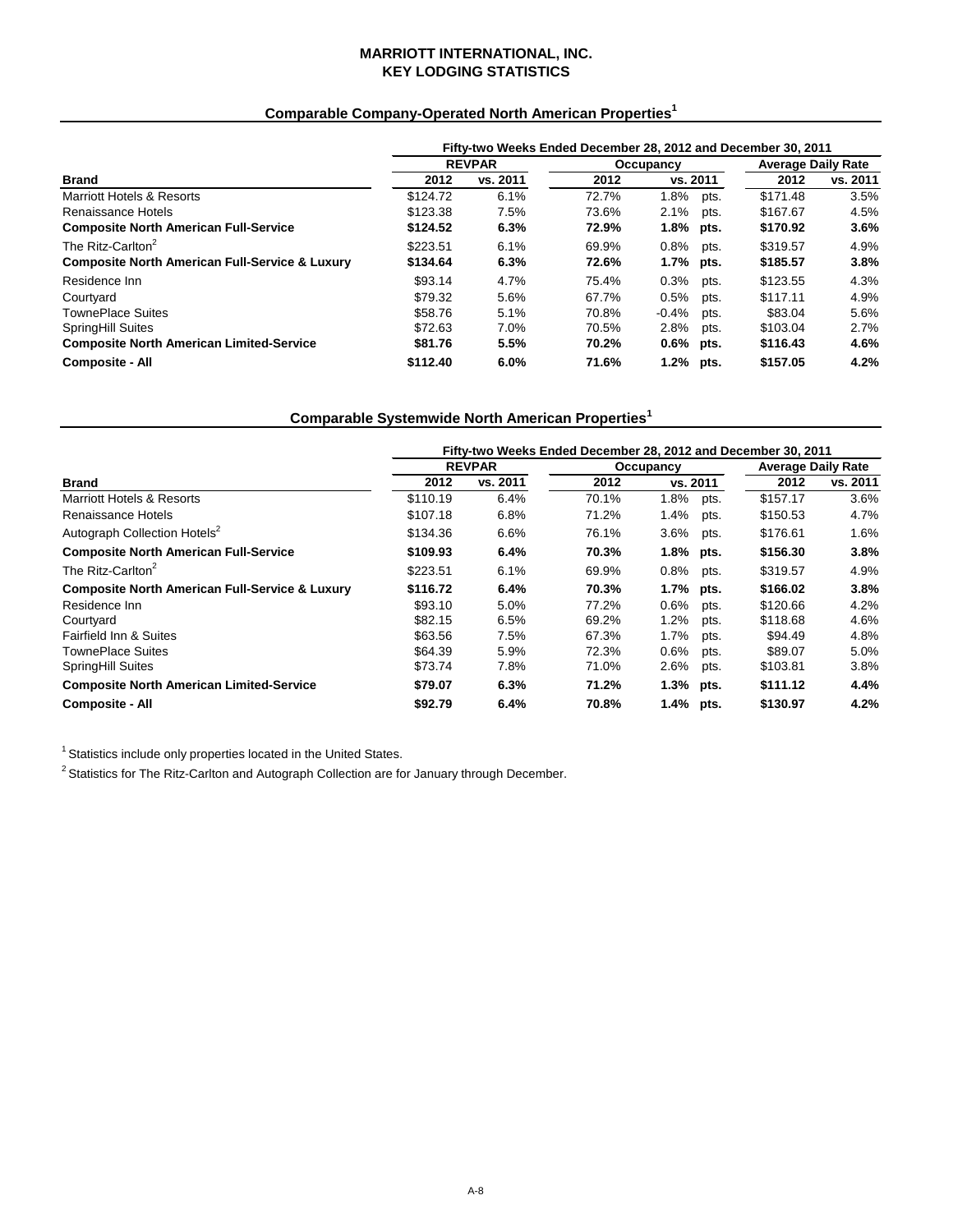# MARRIOTT INTERNATIONAL, INC.
# KEY LODGING STATISTICS

## Comparable Company-Operated North American Properties[1]

| | Fifty-two Weeks Ended December 28, 2012 and December 30, 2011 | | | | | |
|---|---|---|---|---|---|---|
| | REVPAR | | Occupancy | | Average Daily Rate | |
| **Brand** | **2012** | **vs. 2011** | **2012** | **vs. 2011** | **2012** | **vs. 2011** |
| Marriott Hotels & Resorts | $124.72 | 6.1% | 72.7% | 1.8% pts. | $171.48 | 3.5% |
| Renaissance Hotels | $123.38 | 7.5% | 73.6% | 2.1% pts. | $167.67 | 4.5% |
| **Composite North American Full-Service** | **$124.52** | **6.3%** | **72.9%** | **1.8% pts.** | **$170.92** | **3.6%** |
| The Ritz-Carlton[2] | $223.51 | 6.1% | 69.9% | 0.8% pts. | $319.57 | 4.9% |
| **Composite North American Full-Service & Luxury** | **$134.64** | **6.3%** | **72.6%** | **1.7% pts.** | **$185.57** | **3.8%** |
| Residence Inn | $93.14 | 4.7% | 75.4% | 0.3% pts. | $123.55 | 4.3% |
| Courtyard | $79.32 | 5.6% | 67.7% | 0.5% pts. | $117.11 | 4.9% |
| TownePlace Suites | $58.76 | 5.1% | 70.8% | -0.4% pts. | $83.04 | 5.6% |
| SpringHill Suites | $72.63 | 7.0% | 70.5% | 2.8% pts. | $103.04 | 2.7% |
| **Composite North American Limited-Service** | **$81.76** | **5.5%** | **70.2%** | **0.6% pts.** | **$116.43** | **4.6%** |
| **Composite - All** | **$112.40** | **6.0%** | **71.6%** | **1.2% pts.** | **$157.05** | **4.2%** |

## Comparable Systemwide North American Properties[1]

| | Fifty-two Weeks Ended December 28, 2012 and December 30, 2011 | | | | | |
|---|---|---|---|---|---|---|
| | REVPAR | | Occupancy | | Average Daily Rate | |
| **Brand** | **2012** | **vs. 2011** | **2012** | **vs. 2011** | **2012** | **vs. 2011** |
| Marriott Hotels & Resorts | $110.19 | 6.4% | 70.1% | 1.8% pts. | $157.17 | 3.6% |
| Renaissance Hotels | $107.18 | 6.8% | 71.2% | 1.4% pts. | $150.53 | 4.7% |
| Autograph Collection Hotels[2] | $134.36 | 6.6% | 76.1% | 3.6% pts. | $176.61 | 1.6% |
| **Composite North American Full-Service** | **$109.93** | **6.4%** | **70.3%** | **1.8% pts.** | **$156.30** | **3.8%** |
| The Ritz-Carlton[2] | $223.51 | 6.1% | 69.9% | 0.8% pts. | $319.57 | 4.9% |
| **Composite North American Full-Service & Luxury** | **$116.72** | **6.4%** | **70.3%** | **1.7% pts.** | **$166.02** | **3.8%** |
| Residence Inn | $93.10 | 5.0% | 77.2% | 0.6% pts. | $120.66 | 4.2% |
| Courtyard | $82.15 | 6.5% | 69.2% | 1.2% pts. | $118.68 | 4.6% |
| Fairfield Inn & Suites | $63.56 | 7.5% | 67.3% | 1.7% pts. | $94.49 | 4.8% |
| TownePlace Suites | $64.39 | 5.9% | 72.3% | 0.6% pts. | $89.07 | 5.0% |
| SpringHill Suites | $73.74 | 7.8% | 71.0% | 2.6% pts. | $103.81 | 3.8% |
| **Composite North American Limited-Service** | **$79.07** | **6.3%** | **71.2%** | **1.3% pts.** | **$111.12** | **4.4%** |
| **Composite - All** | **$92.79** | **6.4%** | **70.8%** | **1.4% pts.** | **$130.97** | **4.2%** |

[1] Statistics include only properties located in the United States.

[2] Statistics for The Ritz-Carlton and Autograph Collection are for January through December.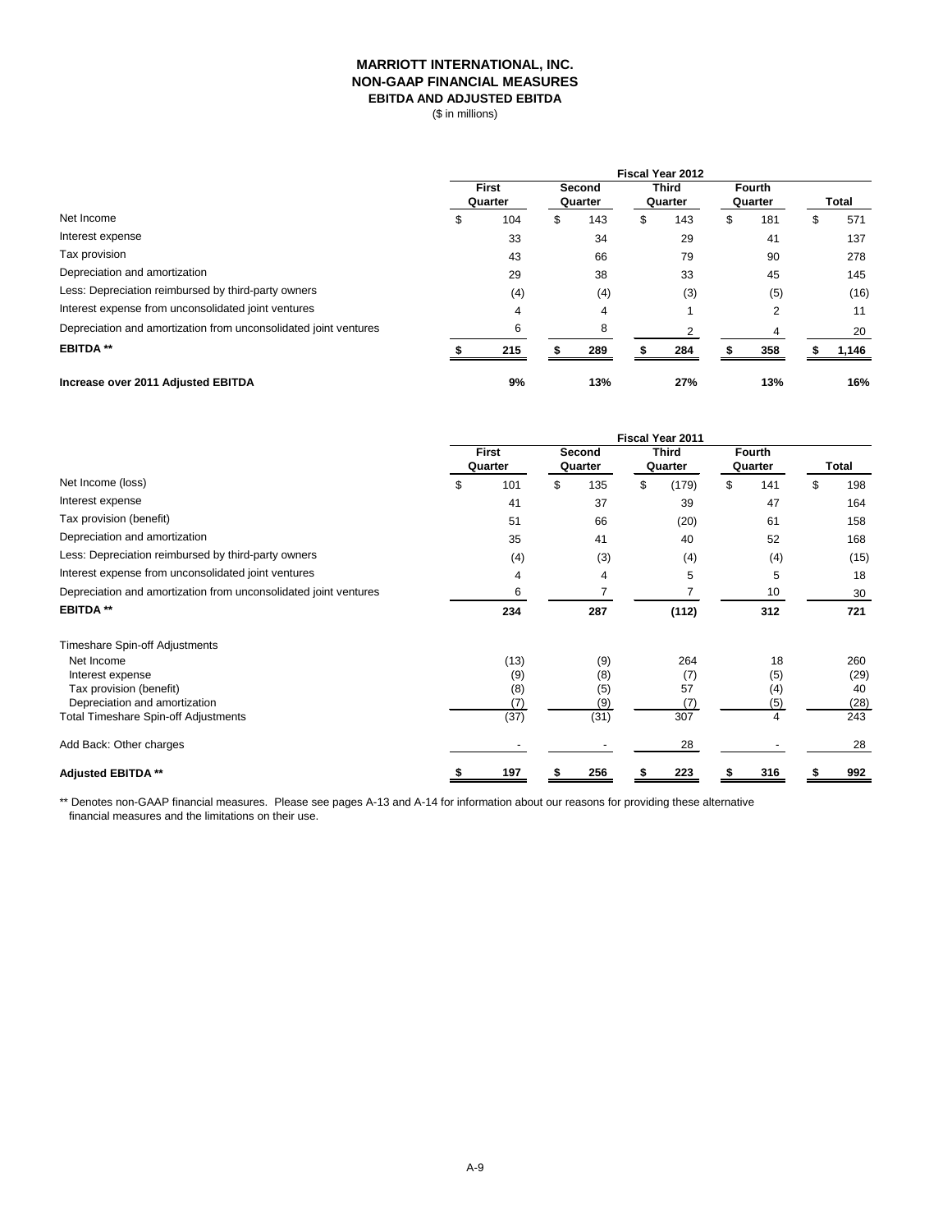# MARRIOTT INTERNATIONAL, INC.
## NON-GAAP FINANCIAL MEASURES
### EBITDA AND ADJUSTED EBITDA

($ in millions)

| | Fiscal Year 2012 | | | | |
|---|---|---|---|---|---|
| | First Quarter | Second Quarter | Third Quarter | Fourth Quarter | Total |
| Net Income | $ 104 | $ 143 | $ 143 | $ 181 | $ 571 |
| Interest expense | 33 | 34 | 29 | 41 | 137 |
| Tax provision | 43 | 66 | 79 | 90 | 278 |
| Depreciation and amortization | 29 | 38 | 33 | 45 | 145 |
| Less: Depreciation reimbursed by third-party owners | (4) | (4) | (3) | (5) | (16) |
| Interest expense from unconsolidated joint ventures | 4 | 4 | 1 | 2 | 11 |
| Depreciation and amortization from unconsolidated joint ventures | 6 | 8 | 2 | 4 | 20 |
| **EBITDA \*\*** | **$ 215** | **$ 289** | **$ 284** | **$ 358** | **$ 1,146** |
| **Increase over 2011 Adjusted EBITDA** | **9%** | **13%** | **27%** | **13%** | **16%** |

| | Fiscal Year 2011 | | | | |
|---|---|---|---|---|---|
| | First Quarter | Second Quarter | Third Quarter | Fourth Quarter | Total |
| Net Income (loss) | $ 101 | $ 135 | $ (179) | $ 141 | $ 198 |
| Interest expense | 41 | 37 | 39 | 47 | 164 |
| Tax provision (benefit) | 51 | 66 | (20) | 61 | 158 |
| Depreciation and amortization | 35 | 41 | 40 | 52 | 168 |
| Less: Depreciation reimbursed by third-party owners | (4) | (3) | (4) | (4) | (15) |
| Interest expense from unconsolidated joint ventures | 4 | 4 | 5 | 5 | 18 |
| Depreciation and amortization from unconsolidated joint ventures | 6 | 7 | 7 | 10 | 30 |
| **EBITDA \*\*** | **234** | **287** | **(112)** | **312** | **721** |
| Timeshare Spin-off Adjustments | | | | | |
| Net Income | (13) | (9) | 264 | 18 | 260 |
| Interest expense | (9) | (8) | (7) | (5) | (29) |
| Tax provision (benefit) | (8) | (5) | 57 | (4) | 40 |
| Depreciation and amortization | (7) | (9) | (7) | (5) | (28) |
| Total Timeshare Spin-off Adjustments | (37) | (31) | 307 | 4 | 243 |
| Add Back: Other charges | - | - | 28 | - | 28 |
| **Adjusted EBITDA \*\*** | **$ 197** | **$ 256** | **$ 223** | **$ 316** | **$ 992** |

\*\* Denotes non-GAAP financial measures. Please see pages A-13 and A-14 for information about our reasons for providing these alternative financial measures and the limitations on their use.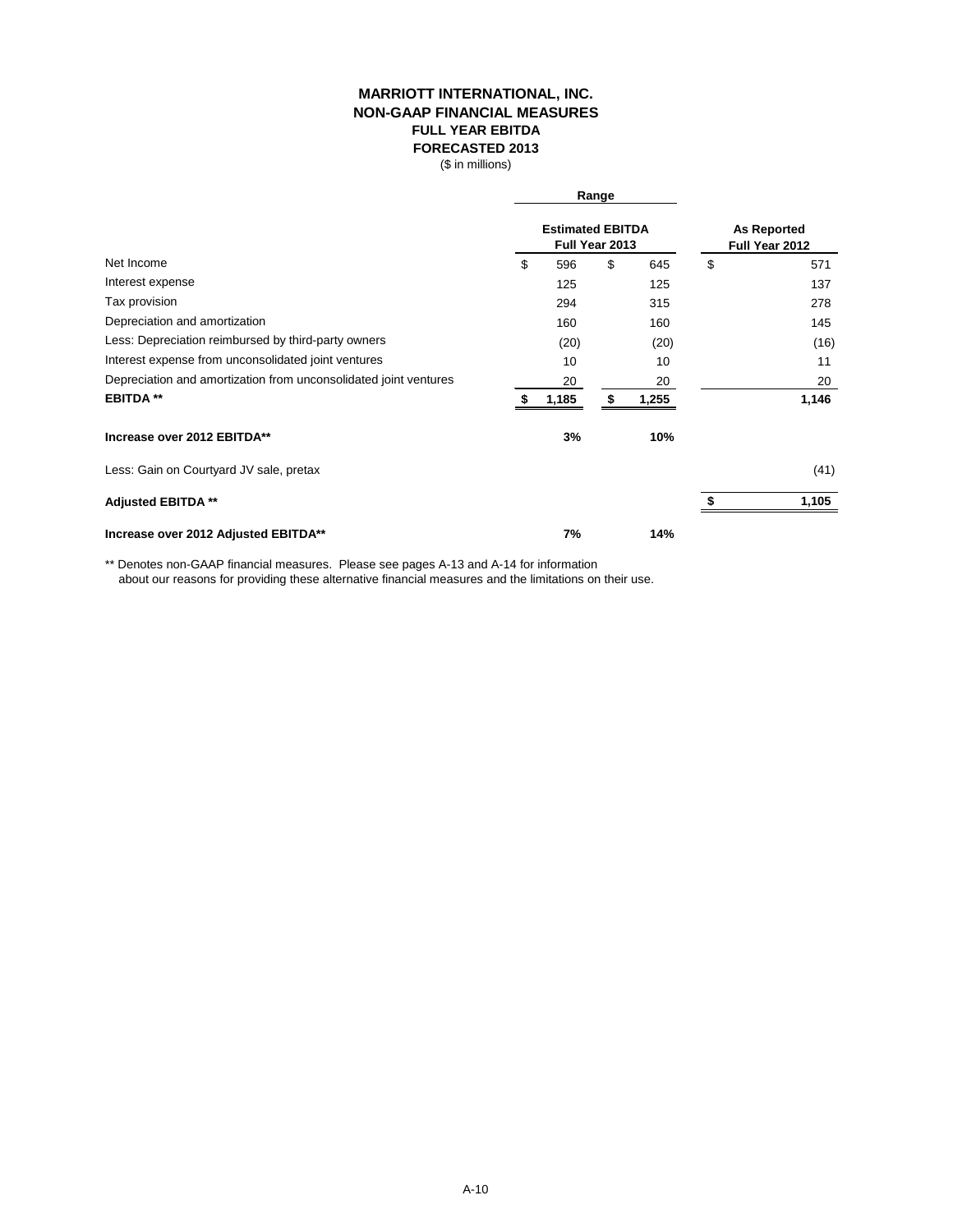# MARRIOTT INTERNATIONAL, INC.
## NON-GAAP FINANCIAL MEASURES
### FULL YEAR EBITDA
### FORECASTED 2013

($ in millions)

| | Range | | |
|---|---|---|---|
| | **Estimated EBITDA Full Year 2013** | | **As Reported Full Year 2012** |
| Net Income | $ 596 | $ 645 | $ 571 |
| Interest expense | 125 | 125 | 137 |
| Tax provision | 294 | 315 | 278 |
| Depreciation and amortization | 160 | 160 | 145 |
| Less: Depreciation reimbursed by third-party owners | (20) | (20) | (16) |
| Interest expense from unconsolidated joint ventures | 10 | 10 | 11 |
| Depreciation and amortization from unconsolidated joint ventures | 20 | 20 | 20 |
| **EBITDA \*\*** | **$ 1,185** | **$ 1,255** | **1,146** |
| **Increase over 2012 EBITDA\*\*** | **3%** | **10%** | |
| Less: Gain on Courtyard JV sale, pretax | | | (41) |
| **Adjusted EBITDA \*\*** | | | **$ 1,105** |
| **Increase over 2012 Adjusted EBITDA\*\*** | **7%** | **14%** | |

** Denotes non-GAAP financial measures. Please see pages A-13 and A-14 for information about our reasons for providing these alternative financial measures and the limitations on their use.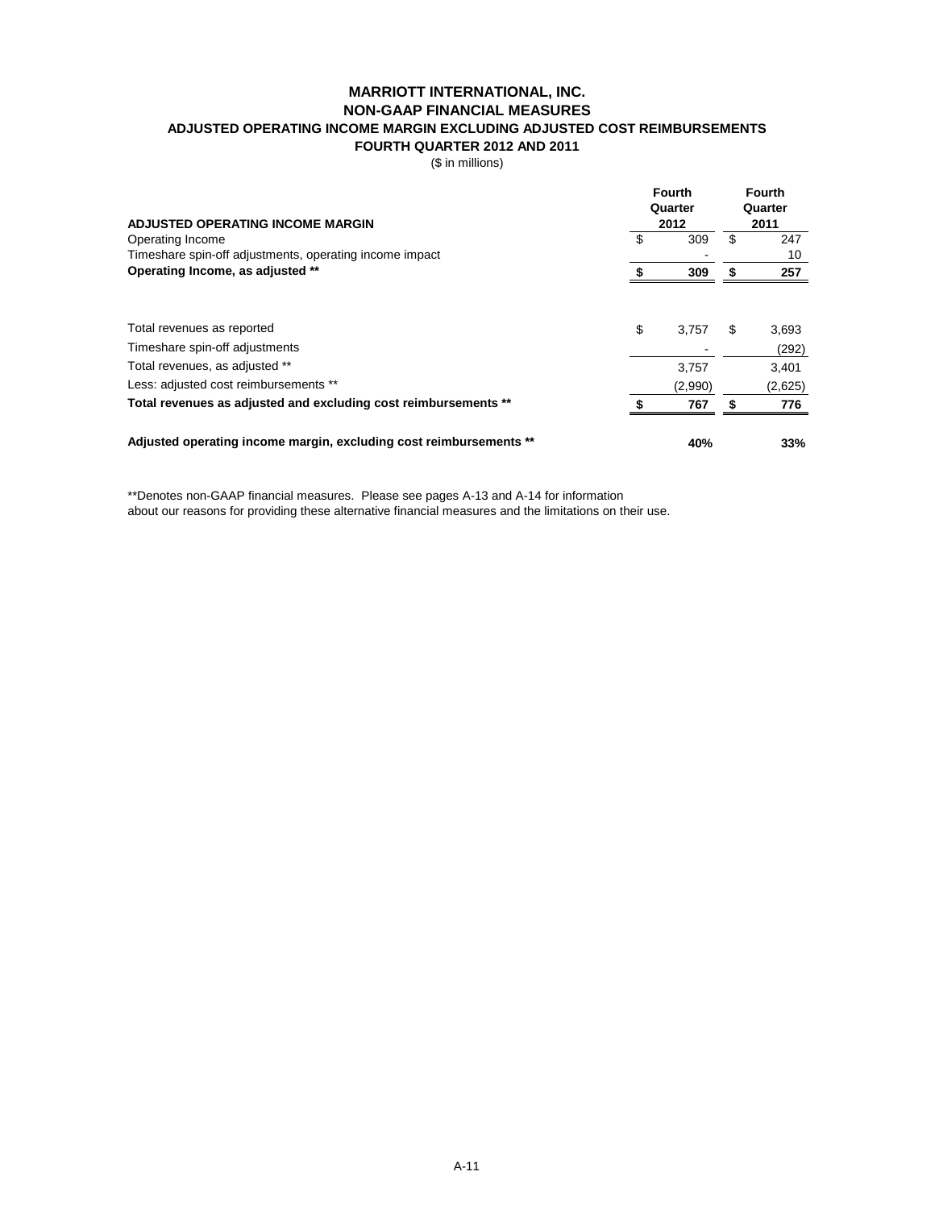# MARRIOTT INTERNATIONAL, INC.
## NON-GAAP FINANCIAL MEASURES
### ADJUSTED OPERATING INCOME MARGIN EXCLUDING ADJUSTED COST REIMBURSEMENTS
### FOURTH QUARTER 2012 AND 2011

($ in millions)

| **ADJUSTED OPERATING INCOME MARGIN** | **Fourth Quarter 2012** | **Fourth Quarter 2011** |
|---|---|---|
| Operating Income | $ 309 | $ 247 |
| Timeshare spin-off adjustments, operating income impact | - | 10 |
| **Operating Income, as adjusted \*\*** | **$ 309** | **$ 257** |
| | | |
| Total revenues as reported | $ 3,757 | $ 3,693 |
| Timeshare spin-off adjustments | - | (292) |
| Total revenues, as adjusted ** | 3,757 | 3,401 |
| Less: adjusted cost reimbursements ** | (2,990) | (2,625) |
| **Total revenues as adjusted and excluding cost reimbursements \*\*** | **$ 767** | **$ 776** |
| | | |
| **Adjusted operating income margin, excluding cost reimbursements \*\*** | **40%** | **33%** |

**Denotes non-GAAP financial measures. Please see pages A-13 and A-14 for information about our reasons for providing these alternative financial measures and the limitations on their use.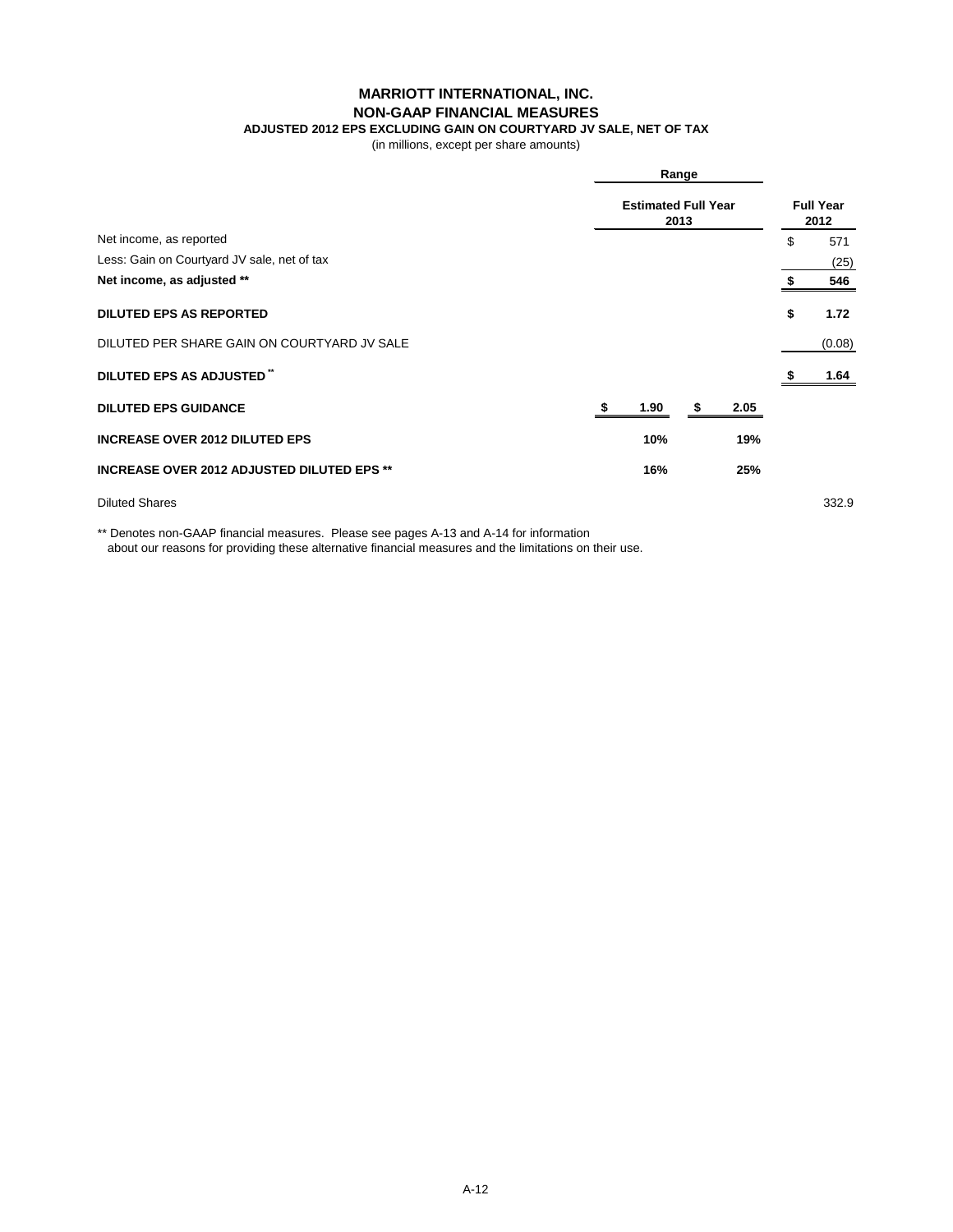# MARRIOTT INTERNATIONAL, INC.
## NON-GAAP FINANCIAL MEASURES
### ADJUSTED 2012 EPS EXCLUDING GAIN ON COURTYARD JV SALE, NET OF TAX

(in millions, except per share amounts)

| | Range | | |
|---|---|---|---|
| | Estimated Full Year 2013 | | Full Year 2012 |
| Net income, as reported | | | $ 571 |
| Less: Gain on Courtyard JV sale, net of tax | | | (25) |
| **Net income, as adjusted \*\*** | | | **$ 546** |
| **DILUTED EPS AS REPORTED** | | | **$ 1.72** |
| DILUTED PER SHARE GAIN ON COURTYARD JV SALE | | | (0.08) |
| **DILUTED EPS AS ADJUSTED \*\*** | | | **$ 1.64** |
| **DILUTED EPS GUIDANCE** | **$ 1.90** | **$ 2.05** | |
| **INCREASE OVER 2012 DILUTED EPS** | **10%** | **19%** | |
| **INCREASE OVER 2012 ADJUSTED DILUTED EPS \*\*** | **16%** | **25%** | |
| Diluted Shares | | | 332.9 |

\*\* Denotes non-GAAP financial measures. Please see pages A-13 and A-14 for information about our reasons for providing these alternative financial measures and the limitations on their use.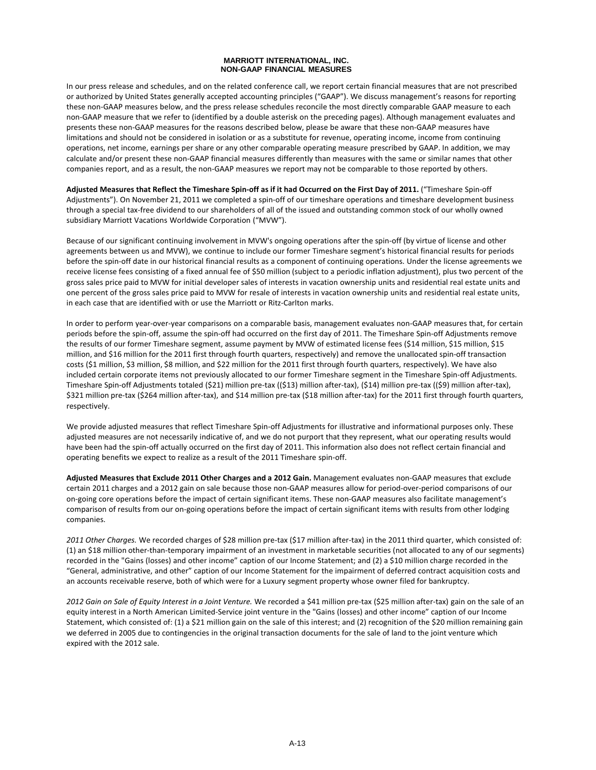# MARRIOTT INTERNATIONAL, INC.
## NON-GAAP FINANCIAL MEASURES

In our press release and schedules, and on the related conference call, we report certain financial measures that are not prescribed or authorized by United States generally accepted accounting principles ("GAAP"). We discuss management's reasons for reporting these non-GAAP measures below, and the press release schedules reconcile the most directly comparable GAAP measure to each non-GAAP measure that we refer to (identified by a double asterisk on the preceding pages). Although management evaluates and presents these non-GAAP measures for the reasons described below, please be aware that these non-GAAP measures have limitations and should not be considered in isolation or as a substitute for revenue, operating income, income from continuing operations, net income, earnings per share or any other comparable operating measure prescribed by GAAP. In addition, we may calculate and/or present these non-GAAP financial measures differently than measures with the same or similar names that other companies report, and as a result, the non-GAAP measures we report may not be comparable to those reported by others.

**Adjusted Measures that Reflect the Timeshare Spin-off as if it had Occurred on the First Day of 2011.** ("Timeshare Spin-off Adjustments"). On November 21, 2011 we completed a spin-off of our timeshare operations and timeshare development business through a special tax-free dividend to our shareholders of all of the issued and outstanding common stock of our wholly owned subsidiary Marriott Vacations Worldwide Corporation ("MVW").

Because of our significant continuing involvement in MVW's ongoing operations after the spin-off (by virtue of license and other agreements between us and MVW), we continue to include our former Timeshare segment's historical financial results for periods before the spin-off date in our historical financial results as a component of continuing operations. Under the license agreements we receive license fees consisting of a fixed annual fee of $50 million (subject to a periodic inflation adjustment), plus two percent of the gross sales price paid to MVW for initial developer sales of interests in vacation ownership units and residential real estate units and one percent of the gross sales price paid to MVW for resale of interests in vacation ownership units and residential real estate units, in each case that are identified with or use the Marriott or Ritz-Carlton marks.

In order to perform year-over-year comparisons on a comparable basis, management evaluates non-GAAP measures that, for certain periods before the spin-off, assume the spin-off had occurred on the first day of 2011. The Timeshare Spin-off Adjustments remove the results of our former Timeshare segment, assume payment by MVW of estimated license fees ($14 million, $15 million, $15 million, and $16 million for the 2011 first through fourth quarters, respectively) and remove the unallocated spin-off transaction costs ($1 million, $3 million, $8 million, and $22 million for the 2011 first through fourth quarters, respectively). We have also included certain corporate items not previously allocated to our former Timeshare segment in the Timeshare Spin-off Adjustments. Timeshare Spin-off Adjustments totaled ($21) million pre-tax (($13) million after-tax), ($14) million pre-tax (($9) million after-tax), $321 million pre-tax ($264 million after-tax), and $14 million pre-tax ($18 million after-tax) for the 2011 first through fourth quarters, respectively.

We provide adjusted measures that reflect Timeshare Spin-off Adjustments for illustrative and informational purposes only. These adjusted measures are not necessarily indicative of, and we do not purport that they represent, what our operating results would have been had the spin-off actually occurred on the first day of 2011. This information also does not reflect certain financial and operating benefits we expect to realize as a result of the 2011 Timeshare spin-off.

**Adjusted Measures that Exclude 2011 Other Charges and a 2012 Gain.** Management evaluates non-GAAP measures that exclude certain 2011 charges and a 2012 gain on sale because those non-GAAP measures allow for period-over-period comparisons of our on-going core operations before the impact of certain significant items. These non-GAAP measures also facilitate management's comparison of results from our on-going operations before the impact of certain significant items with results from other lodging companies.

*2011 Other Charges.* We recorded charges of $28 million pre-tax ($17 million after-tax) in the 2011 third quarter, which consisted of: (1) an $18 million other-than-temporary impairment of an investment in marketable securities (not allocated to any of our segments) recorded in the "Gains (losses) and other income" caption of our Income Statement; and (2) a $10 million charge recorded in the "General, administrative, and other" caption of our Income Statement for the impairment of deferred contract acquisition costs and an accounts receivable reserve, both of which were for a Luxury segment property whose owner filed for bankruptcy.

*2012 Gain on Sale of Equity Interest in a Joint Venture.* We recorded a $41 million pre-tax ($25 million after-tax) gain on the sale of an equity interest in a North American Limited-Service joint venture in the "Gains (losses) and other income" caption of our Income Statement, which consisted of: (1) a $21 million gain on the sale of this interest; and (2) recognition of the $20 million remaining gain we deferred in 2005 due to contingencies in the original transaction documents for the sale of land to the joint venture which expired with the 2012 sale.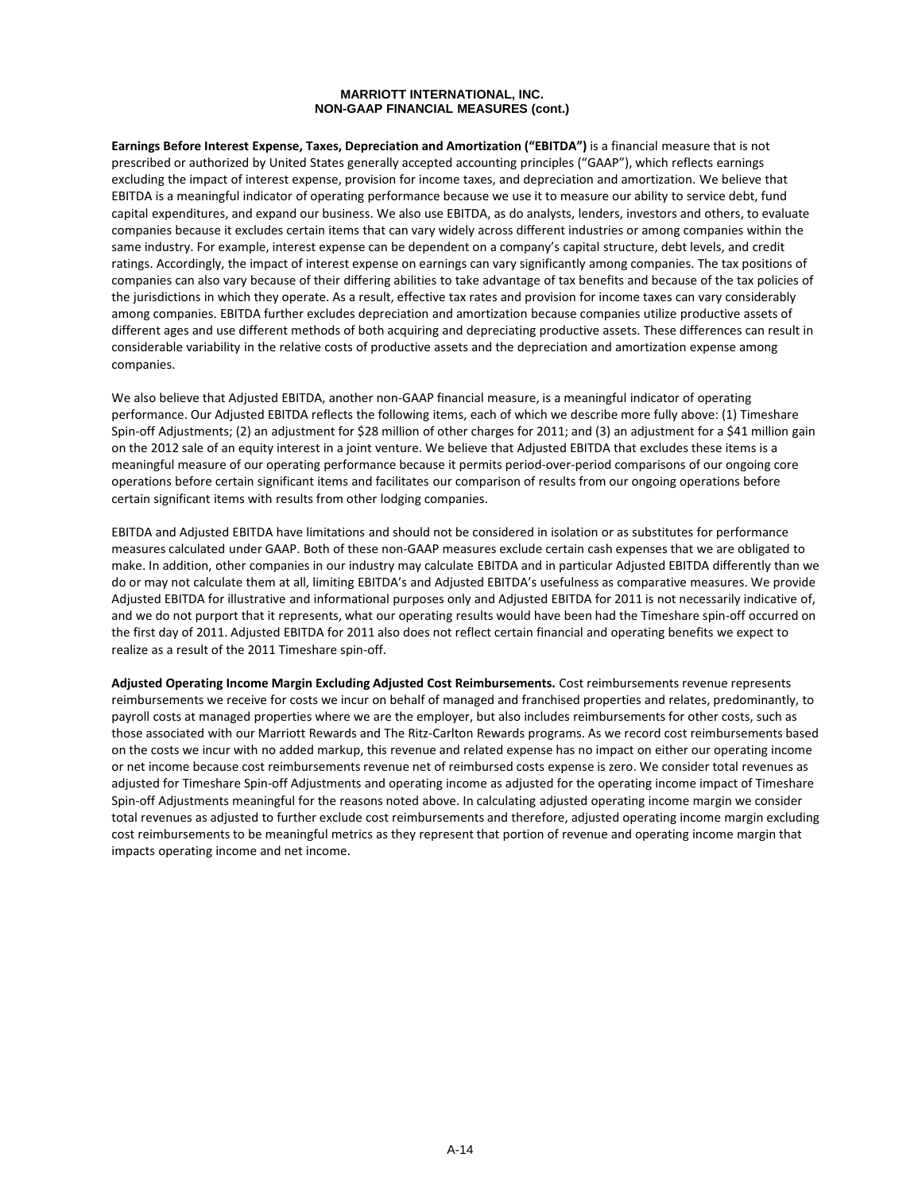**MARRIOTT INTERNATIONAL, INC.**
**NON-GAAP FINANCIAL MEASURES (cont.)**

**Earnings Before Interest Expense, Taxes, Depreciation and Amortization ("EBITDA")** is a financial measure that is not prescribed or authorized by United States generally accepted accounting principles ("GAAP"), which reflects earnings excluding the impact of interest expense, provision for income taxes, and depreciation and amortization. We believe that EBITDA is a meaningful indicator of operating performance because we use it to measure our ability to service debt, fund capital expenditures, and expand our business. We also use EBITDA, as do analysts, lenders, investors and others, to evaluate companies because it excludes certain items that can vary widely across different industries or among companies within the same industry. For example, interest expense can be dependent on a company's capital structure, debt levels, and credit ratings. Accordingly, the impact of interest expense on earnings can vary significantly among companies. The tax positions of companies can also vary because of their differing abilities to take advantage of tax benefits and because of the tax policies of the jurisdictions in which they operate. As a result, effective tax rates and provision for income taxes can vary considerably among companies. EBITDA further excludes depreciation and amortization because companies utilize productive assets of different ages and use different methods of both acquiring and depreciating productive assets. These differences can result in considerable variability in the relative costs of productive assets and the depreciation and amortization expense among companies.

We also believe that Adjusted EBITDA, another non-GAAP financial measure, is a meaningful indicator of operating performance. Our Adjusted EBITDA reflects the following items, each of which we describe more fully above: (1) Timeshare Spin-off Adjustments; (2) an adjustment for $28 million of other charges for 2011; and (3) an adjustment for a $41 million gain on the 2012 sale of an equity interest in a joint venture. We believe that Adjusted EBITDA that excludes these items is a meaningful measure of our operating performance because it permits period-over-period comparisons of our ongoing core operations before certain significant items and facilitates our comparison of results from our ongoing operations before certain significant items with results from other lodging companies.

EBITDA and Adjusted EBITDA have limitations and should not be considered in isolation or as substitutes for performance measures calculated under GAAP. Both of these non-GAAP measures exclude certain cash expenses that we are obligated to make. In addition, other companies in our industry may calculate EBITDA and in particular Adjusted EBITDA differently than we do or may not calculate them at all, limiting EBITDA's and Adjusted EBITDA's usefulness as comparative measures. We provide Adjusted EBITDA for illustrative and informational purposes only and Adjusted EBITDA for 2011 is not necessarily indicative of, and we do not purport that it represents, what our operating results would have been had the Timeshare spin-off occurred on the first day of 2011. Adjusted EBITDA for 2011 also does not reflect certain financial and operating benefits we expect to realize as a result of the 2011 Timeshare spin-off.

**Adjusted Operating Income Margin Excluding Adjusted Cost Reimbursements.** Cost reimbursements revenue represents reimbursements we receive for costs we incur on behalf of managed and franchised properties and relates, predominantly, to payroll costs at managed properties where we are the employer, but also includes reimbursements for other costs, such as those associated with our Marriott Rewards and The Ritz-Carlton Rewards programs. As we record cost reimbursements based on the costs we incur with no added markup, this revenue and related expense has no impact on either our operating income or net income because cost reimbursements revenue net of reimbursed costs expense is zero. We consider total revenues as adjusted for Timeshare Spin-off Adjustments and operating income as adjusted for the operating income impact of Timeshare Spin-off Adjustments meaningful for the reasons noted above. In calculating adjusted operating income margin we consider total revenues as adjusted to further exclude cost reimbursements and therefore, adjusted operating income margin excluding cost reimbursements to be meaningful metrics as they represent that portion of revenue and operating income margin that impacts operating income and net income.